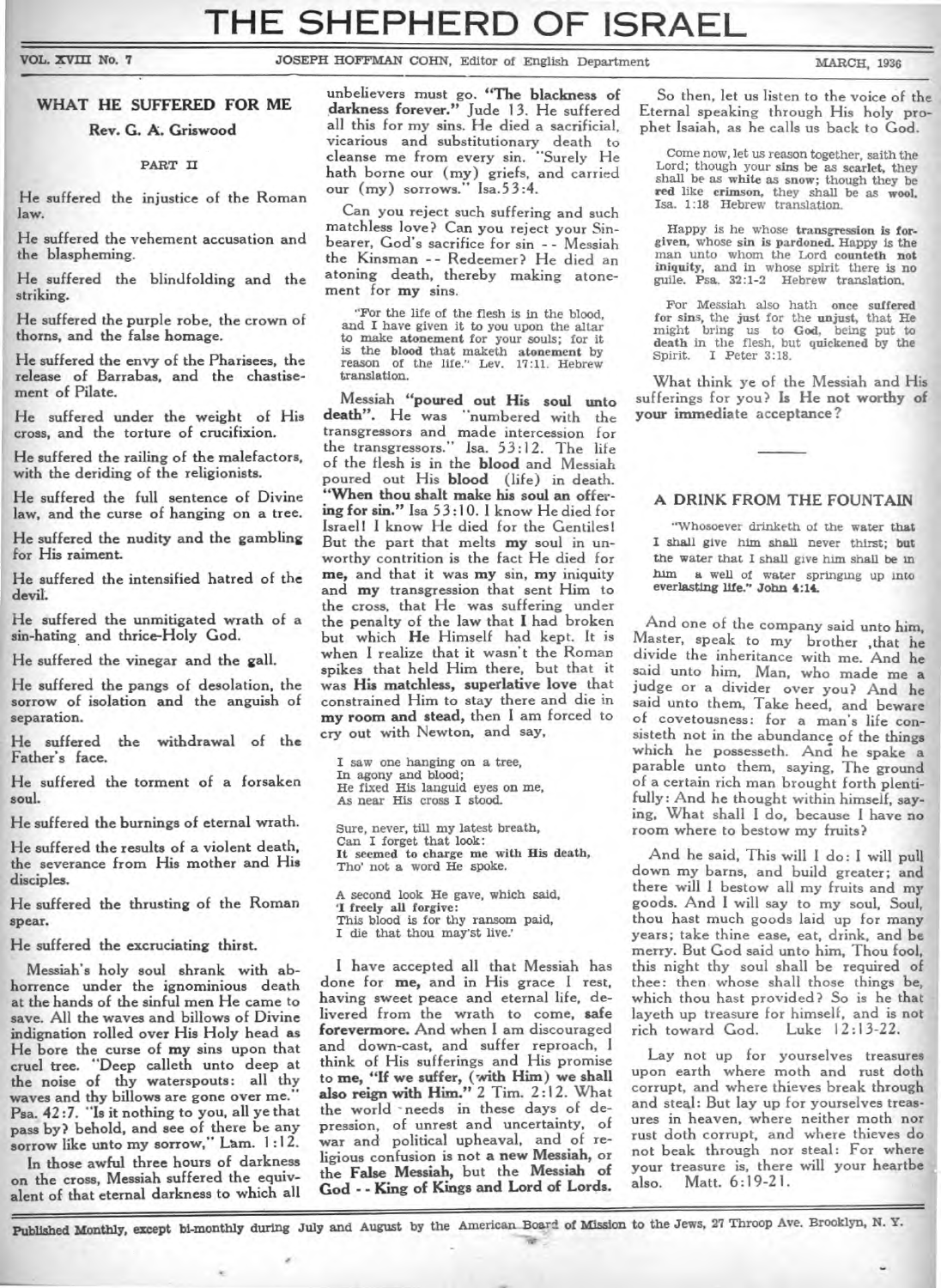# THE SHEPHERD OF ISRAEL

VOL. XVIII No. 7 — JOSEPH HOFFMAN COHN, Editor of English Department — MARCH, 1936

## WHAT HE SUFFERED FOR ME

### Rev. G. A. Griswood

PART II

He suffered the injustice of the Roman law.

He suffered the vehement accusation and the blaspheming.

He suffered the blindfolding and the striking.

He suffered the purple robe, the crown of thorns, and the false homage.

He suffered the envy of the Pharisees, the release of Barrabas, and the chastisement of Pilate.

He suffered under the weight of His cross, and the torture of crucifixion.

He suffered the railing of the malefactors, with the deriding of the religionists.

He suffered the full sentence of Divine law, and the curse of hanging on a tree.

He suffered the nudity and the gambling for His raiment.

He suffered the intensified hatred of the devil.

He suffered the unmitigated wrath of a sin-hating and thrice-Holy God.

He suffered the vinegar and the gall.

He suffered the pangs of desolation, the sorrow of isolation and the anguish of separation.

He suffered the withdrawal of the Father's face.

He suffered the torment of a forsaken soul.

He suffered the burnings of eternal wrath.

He suffered the results of a violent death, the severance from His mother and His disciples.

He suffered the thrusting of the Roman spear.

He suffered the excruciating thirst.

Messiah's holy soul shrank with abhorrence under the ignominious death at the hands of the sinful men He came to save. All the waves and billows of Divine indignation rolled over His Holy head as He bore the curse of **my** sins upon that cruel tree. "Deep calleth unto deep at the noise of thy waterspouts: all thy waves and thy billows are gone over me." Psa. 42:7. "Is it nothing to you, all ye that pass by? behold, and see of there be any sorrow like unto my sorrow," Lam. 1:12.

In those awful three hours of darkness on the cross, Messiah suffered the equivalent of that eternal darkness to which all unbelievers must go. **"The blackness of darkness forever."** Jude 13. He suffered all this for my sins. He died a sacrificial, vicarious and substitutionary death to cleanse me from every sin. "Surely He hath borne our (my) griefs, and carried our (my) sorrows." Isa.53:4.

Can you reject such suffering and such matchless love? Can you reject your Sinbearer, God's sacrifice for sin - - Messiah the Kinsman - - Redeemer? He died an atoning death, thereby making atonement for **my** sins.

> "For the life of the flesh is in the blood, and I have given it to you upon the altar to make **atonement** for your souls; for it is the **blood** that maketh **atonement** by reason of the life." Lev. 17:11. Hebrew translation.

Messiah **"poured out His soul unto death".** He was "numbered with the transgressors and made intercession for the transgressors." Isa. 53:12. The life of the flesh is in the **blood** and Messiah poured out His **blood** (life) in death. **"When thou shalt make his soul an offering for sin."** Isa 53:10. I know He died for Israel! I know He died for the Gentiles! But the part that melts **my** soul in unworthy contrition is the fact He died for **me,** and that it was **my** sin, **my** iniquity and **my** transgression that sent Him to the cross, that He was suffering under the penalty of the law that **I** had broken but which **He** Himself had kept. It is when I realize that it wasn't the Roman spikes that held Him there, but that it was **His matchless, superlative love** that constrained Him to stay there and die in **my room and stead,** then I am forced to cry out with Newton, and say,

> I saw one hanging on a tree,
> In agony and blood;
> He fixed His languid eyes on me,
> As near His cross I stood.
>
> Sure, never, till my latest breath,
> Can I forget that look:
> **It seemed to charge me with His death,**
> Tho' not a word He spoke.
>
> A second look He gave, which said,
> **'I freely all forgive:**
> This blood is for thy ransom paid,
> I die that thou may'st live.'

I have accepted all that Messiah has done for **me,** and in His grace I rest, having sweet peace and eternal life, delivered from the wrath to come, **safe forevermore.** And when I am discouraged and down-cast, and suffer reproach, I think of His sufferings and His promise to **me, "If we suffer, (with Him) we shall also reign with Him."** 2 Tim. 2:12. What the world needs in these days of depression, of unrest and uncertainty, of war and political upheaval, and of religious confusion is not a **new Messiah,** or the **False Messiah,** but the **Messiah of God - - King of Kings and Lord of Lords.**

So then, let us listen to the voice of the Eternal speaking through His holy prophet Isaiah, as he calls us back to God.

> Come now, let us reason together, saith the Lord; though your **sins** be as **scarlet,** they shall be as **white** as **snow;** though they be **red** like **crimson,** they shall be as **wool.** Isa. 1:18 Hebrew translation.

> Happy is he whose **transgression is forgiven,** whose **sin is pardoned.** Happy is the man unto whom the Lord **counteth not iniquity,** and in whose spirit there is no guile. Psa. 32:1-2 Hebrew translation.

> For Messiah also hath **once suffered for sins,** the **just** for the **unjust,** that He might bring us to **God,** being put to **death** in the flesh, but **quickened** by the Spirit. I Peter 3:18.

What think ye of the Messiah and His sufferings for you? **Is He not worthy of your immediate acceptance?**

---

## A DRINK FROM THE FOUNTAIN

> "Whosoever drinketh of the water that I shall give him shall never thirst; but the water that I shall give him shall be in him a well of water springing up into everlasting life." John 4:14.

And one of the company said unto him, Master, speak to my brother ,that he divide the inheritance with me. And he said unto him, Man, who made me a judge or a divider over you? And he said unto them, Take heed, and beware of covetousness: for a man's life consisteth not in the abundance of the things which he possesseth. And he spake a parable unto them, saying, The ground of a certain rich man brought forth plentifully: And he thought within himself, saying, What shall I do, because I have no room where to bestow my fruits?

And he said, This will I do: I will pull down my barns, and build greater; and there will I bestow all my fruits and my goods. And I will say to my soul, Soul, thou hast much goods laid up for many years; take thine ease, eat, drink, and be merry. But God said unto him, Thou fool, this night thy soul shall be required of thee: then whose shall those things be, which thou hast provided? So is he that layeth up treasure for himself, and is not rich toward God. Luke 12:13-22.

Lay not up for yourselves treasures upon earth where moth and rust doth corrupt, and where thieves break through and steal: But lay up for yourselves treasures in heaven, where neither moth nor rust doth corrupt, and where thieves do not beak through nor steal: For where your treasure is, there will your heartbe also. Matt. 6:19-21.

---

Published Monthly, except bi-monthly during July and August by the American Board of Mission to the Jews, 27 Throop Ave. Brooklyn, N. Y.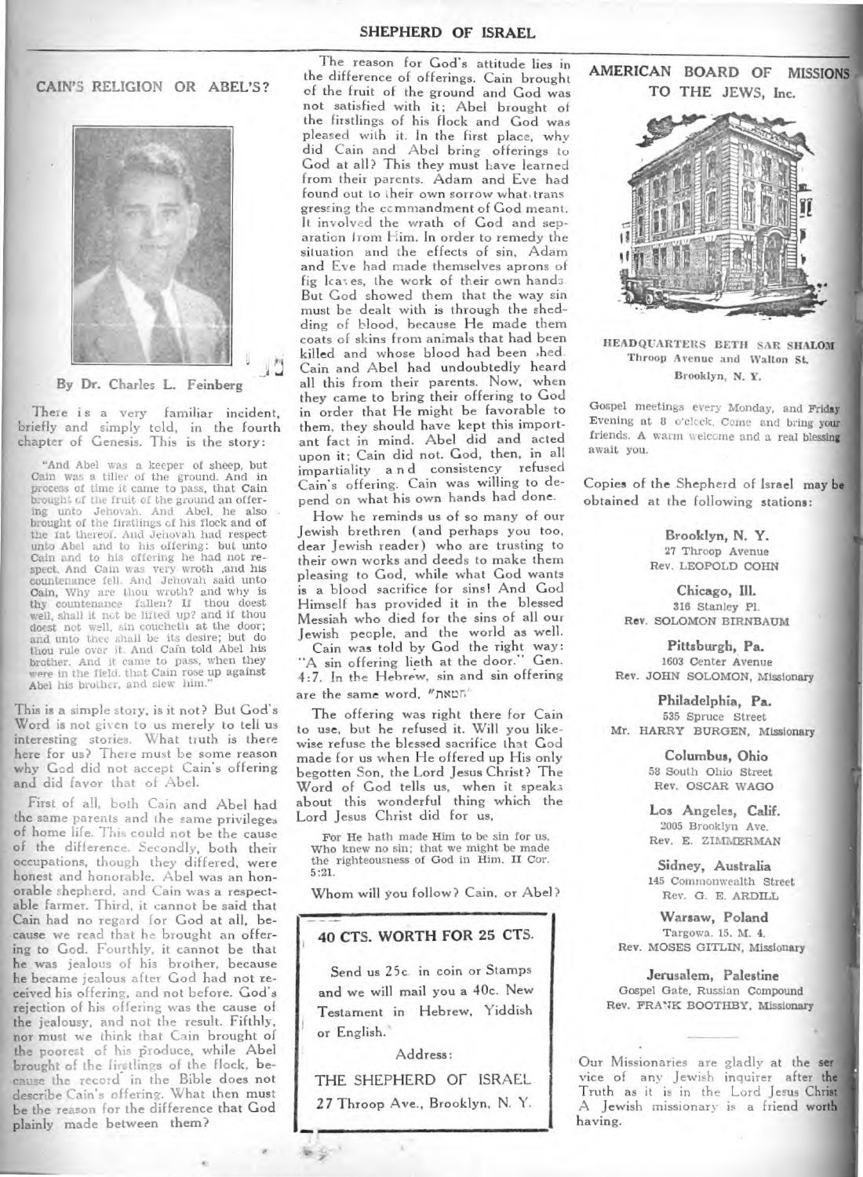## CAIN'S RELIGION OR ABEL'S?

By Dr. Charles L. Feinberg

There is a very familiar incident, briefly and simply told, in the fourth chapter of Genesis. This is the story:

> "And Abel was a keeper of sheep, but Cain was a tiller of the ground. And in process of time it came to pass, that Cain brought of the fruit of the ground an offering unto Jehovah. And Abel, he also brought of the firstlings of his flock and of the fat thereof. And Jehovah had respect unto Abel and to his offering: but unto Cain and to his offering he had not respect. And Cain was very wroth ,and his countenance fell. And Jehovah said unto Cain, Why are thou wroth? and why is thy countenance fallen? If thou doest well, shall it not be lifted up? and if thou doest not well, sin coucheth at the door; and unto thee shall be its desire; but do thou rule over it. And Cain told Abel his brother. And it came to pass, when they were in the field, that Cain rose up against Abel his brother, and slew him."

This is a simple story, is it not? But God's Word is not given to us merely to tell us interesting stories. What truth is there here for us? There must be some reason why God did not accept Cain's offering and did favor that of Abel.

First of all, both Cain and Abel had the same parents and the same privileges of home life. This could not be the cause of the difference. Secondly, both their occupations, though they differed, were honest and honorable. Abel was an honorable shepherd, and Cain was a respectable farmer. Third, it cannot be said that Cain had no regard for God at all, because we read that he brought an offering to God. Fourthly, it cannot be that he was jealous of his brother, because he became jealous after God had not received his offering, and not before. God's rejection of his offering was the cause of the jealousy, and not the result. Fifthly, nor must we think that Cain brought of the poorest of his produce, while Abel brought of the firstlings of the flock, because the record in the Bible does not describe Cain's offering. What then must be the reason for the difference that God plainly made between them?

The reason for God's attitude lies in the difference of offerings. Cain brought of the fruit of the ground and God was not satisfied with it; Abel brought of the firstlings of his flock and God was pleased with it. In the first place, why did Cain and Abel bring offerings to God at all? This they must have learned from their parents. Adam and Eve had found out to their own sorrow what transgressing the commandment of God meant. It involved the wrath of God and separation from Him. In order to remedy the situation and the effects of sin, Adam and Eve had made themselves aprons of fig leaves, the work of their own hands. But God showed them that the way sin must be dealt with is through the shedding of blood, because He made them coats of skins from animals that had been killed and whose blood had been shed. Cain and Abel had undoubtedly heard all this from their parents. Now, when they came to bring their offering to God in order that He might be favorable to them, they should have kept this important fact in mind. Abel did and acted upon it; Cain did not. God, then, in all impartiality and consistency refused Cain's offering. Cain was willing to depend on what his own hands had done.

How he reminds us of so many of our Jewish brethren (and perhaps you too, dear Jewish reader) who are trusting to their own works and deeds to make them pleasing to God, while what God wants is a blood sacrifice for sins! And God Himself has provided it in the blessed Messiah who died for the sins of all our Jewish people, and the world as well.

Cain was told by God the right way: "A sin offering lieth at the door." Gen. 4:7. In the Hebrew, sin and sin offering are the same word, "חטאת."

The offering was right there for Cain to use, but he refused it. Will you likewise refuse the blessed sacrifice that God made for us when He offered up His only begotten Son, the Lord Jesus Christ? The Word of God tells us, when it speaks about this wonderful thing which the Lord Jesus Christ did for us,

> For He hath made Him to be sin for us, Who knew no sin; that we might be made the righteousness of God in Him. II Cor. 5:21.

Whom will you follow? Cain, or Abel?

---

**40 CTS. WORTH FOR 25 CTS.**

Send us 25c. in coin or Stamps and we will mail you a 40c. New Testament in Hebrew, Yiddish or English.

Address:

THE SHEPHERD OF ISRAEL
27 Throop Ave., Brooklyn, N. Y.

---

## AMERICAN BOARD OF MISSIONS TO THE JEWS, Inc.

**HEADQUARTERS BETH SAR SHALOM**
Throop Avenue and Walton St.
Brooklyn, N. Y.

Gospel meetings every Monday, and Friday Evening at 8 o'clock. Come and bring your friends. A warm welcome and a real blessing await you.

Copies of the Shepherd of Israel may be obtained at the following stations:

**Brooklyn, N. Y.**
27 Throop Avenue
Rev. LEOPOLD COHN

**Chicago, Ill.**
316 Stanley Pl.
Rev. SOLOMON BIRNBAUM

**Pittsburgh, Pa.**
1603 Center Avenue
Rev. JOHN SOLOMON, Missionary

**Philadelphia, Pa.**
535 Spruce Street
Mr. HARRY BURGEN, Missionary

**Columbus, Ohio**
58 South Ohio Street
Rev. OSCAR WAGO

**Los Angeles, Calif.**
2005 Brooklyn Ave.
Rev. E. ZIMMERMAN

**Sidney, Australia**
145 Commonwealth Street
Rev. G. E. ARDILL

**Warsaw, Poland**
Targowa. 15. M. 4.
Rev. MOSES GITLIN, Missionary

**Jerusalem, Palestine**
Gospel Gate, Russian Compound
Rev. FRANK BOOTHBY, Missionary

---

Our Missionaries are gladly at the service of any Jewish inquirer after the Truth as it is in the Lord Jesus Christ. A Jewish missionary is a friend worth having.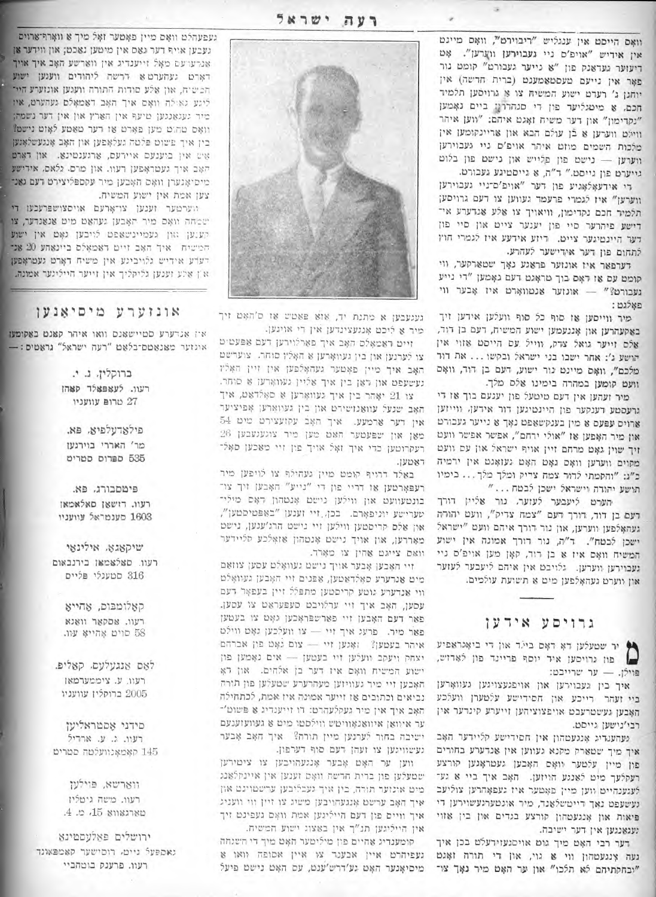וואס הייסט אין ענגליש "ריבורט", וואס מיינט אין אידיש "אויפ'ס ניי געבוירען ווערען". אט דיזער געדאנק פון "א נייער געבורט" קומט נור פאר אין נייעם טעסטאמענט (ברית חדשה) אין יוחנן ג' רעדט ישוע המשיח צו א גרויסען תלמיד חכם, א מיטגליעד פון די סנהדרין ביים נאמען "נקדימון" און דער משיח זאגט איהם: "ווען איהר ווילט ווערען א בן עולם הבא און אריינקומען אין מלכות השמים מוזט איהר אויפ'ס ניי געבוירען ווערען — ניט פון פלייש און ניט פון בלוט נייערט פון גייסט." ד"ה, א גייסטיגע געבורט.

די אידעאלאגיע פון דער "אויפ'ס-ניי געבוירען ווערען" איז לגמרי פרעמד געווען צו דעם גרויסען תלמיד חכם נקדימון, וואויך צו אלע אנדערע אידישע פיהרער סיי פון יענער צייט און סיי פון דער היינטיגער צייט. דיזע אידעע איז לגמרי חוץ לתחום פון דער אידישער לעהרע.

דערפאר איז אונזער פראגע נאך שטארקער, ווי קומט עס אז דאס בוך טראגט דעם נאמען "די נייע געבורט?" — אונזער אנטווארט איז אבער ווי פאלגט:

מיר ווייסען אז סוף כל סוף וועלען אידען זיך באקעהרען און אננעמען ישוע המשיח, דעם בן דוד, אלס זייער גואל צדק, ווייל עס הייסט אזוי אין הושע ג': אחר ישבו בני ישראל ובקשו ... את דוד מלכם", וואס מיינט נור ישוע, דעם בן דוד, וואס וועט קומען במהרה בימינו אלס מלך.

מיר זעהען אין דעם טיטעל פון יענעם בוך אז די גרעסטע דענקער פון היינטיגען דור אידען, ווייזען ארום עפעס א מין בענקשאפט נאך א נייער געבורט און מיר האפען אז "אולי ירחם", אפשר אפשר וועט זיך שוין גאט מרחם זיין אויף ישראל און עס וועט מקוים ווערען וואס גאט האט געזאגט אין ירמיה כ"ג: "והקמתי לדוד צמח צדיק ומלך מלך ... בימיו תושע יהודה וישראל ישכן לבטח ..."

הערט ליעבער לעזער, נור אליין דורך דעם בן דוד, דורך דעם "צמח צדיק", וועט יהודה געהאלפען ווערען, און נור דורך איהם וועט "ישראל ישכן לבטח". ד"ה, נור דורך אמונה אין ישוע המשיח וואס איז א בן דוד, קאן מען אויפ'ס ניי געבוירען ווערען. גלויבט אין איהם ליעבער לעזער און ווערט געהאלפען מיט א תשועת עולמים.

## גרויסע אידען

מיר שטעלען דא דאס ביי'ד און די ביאגראפיע פון גרויסען איד יוסף פריינד פון לאדזש, פוילן. — ער שרייבט:

איך בין געבוירען און אויפגעצויגען געווארען ביי זעהר רייכע און חסידישע עלטערן וועלכע האבען געשטרעבט אויפצוציהען זייערע קינדער אין רבי'נישען גייסט.

זעהענדיג אנגעטהון אין חסידישע קליידער האב איך מיך שטארק מקנא געווען אין אנדערע בחורים פון מיין עלטער וואס האבען געטראגען קורצע רעקלעך מיט לאנגע הויזען. האב איך ביי א גע־לעגענהייט ווען מיין פאטער איז געפאהרען צוליעב געשעפט נאך דייטשלאנד, מיר אונטערגעשוירען די פיאות און אנגעטהון קורצע בגדים און בין אזוי געגאנגען אין דער ישיבה.

דער רבי האט מיך גוט אויסגעזידעלט בכן איך גייה אנגעטהון ווי א גוי, און די תורה זאגט "ובחקתיהם לא תלכו" און ער האט מיר נאך צוגעגעבען א מתנת יד, אזא פאטש אז ס'האט זיך מיר א ליכט אנגעצינדען אין די אויגען.

זייט דאמאלס האב איך פארלוירען דעם אפעטיט צו לערנען און בין געווארען א האלץ סוחר. צוערשט האב איך מיין פאטער געהאלפען אין זיין האלץ געשעפט און דאן בין איך אליין געווארען א סוחר.

צו 21 יאהר בין איך געווארען א סאלדאט, איך האב שנעל אוואנסירט און בין געווארען אפיציער אין דער ארמעע. איך האב עקזערצירט מיט 54 מאן און שפעטער האט מען מיר צוגעגעבען 26 רעקרוטען כדי איך זאל אויך פון זיי מאכען סאל־דאטען.

באלד דרויף קומט מיין געהילף צו לויפען מיר רעפארטען אז דריי פון די "נייע" האבען זיך צור־בונטעוועט און ווילען ניט אנטהון דאס מיליטערישע יוניפארם. בכן, זיי זענען "באפטיסטען", און אלס קריסטען ווילען זיי ניט הרג'ענען, ניט מארדען, און אויך ניט אנטהון אזאלכע קליידער וואס צייגט אויף צו מארד.

זיי האבען אבער אויך ניט געוואלט עסען צוזאם מיט אנדערע סאלדאטען, אפנים זיי האבען געוואלט ווי אנדערע גוטע קריסטען מתפלל זיין בעפאר דעם עסען, האב איך זיי ערלויבט סעפאראט צו עסען. פאר דעם האבען זיי פארשפראכען גאט צו בעטען פאר מיר. פרעג איך זיי — צו וועלכען גאט ווילט איהר בעטען? זאגען זיי — צום גאט פון אברהם יצחק ויעקב וועלען זיי בעטען — אים נאמען פון ישוע המשיח וואס איז דער בן אלהים. און דא האבען זיי מיר געוויזען מעהרערע שטעלען פון תורה נביאים וכתובים אז זייער אמונה איז אמת, לכתחילה האב איך אין מיר געקלערט: דו זייענדיג א פשוט'ער איוואן איוואנאוויטש ווילסט מיט א געוועזענעם ישיבה בחור לערנען מיין תורה? איך האב אבער געשוויגען צו זעהן דעם סוף דערפון.

ווען ער האט אבער אנגעהויבען צו ציטירען שטעלען פון ברית החדשה און זענען איינקלאנג מיט אונזער תורה, בין איך געבליבען ערשטוינט און איך האב ערשט אנגעהויבען משיג צו זיין ווי ווייניג איך ווייס פון דעם היילינגן אמת וואס געפינט זיך אין היילינגן תנ"ך אין באצוג ישוע המשיח.

קומענדיג אהיים פון מיליטער האט מיך די השגחה געפיהרט איין אבענד צו איין אסיפה וואו א מיסיאנער האט געדרש'נט, עס האט ניט פיעל געפעהלט וואס מיין פאטער זאל מיך א ווארף־ארויס געבען אויף דער גאס אין מיטען נאכט, און ווידער אן אנדערע מאל זייענדיג אין ווארשע האב איך אויך דארט געהערט א דרשה ליהודים וועגען ישוע המשיח, און אלע סודות התורה וועגען אונזערע היי־ליגע גאולה וואס איך האב דאמאלס געהערט, איז מיר געגאנגען טיעף אין הארץ און אין דער נשמה; וואס טהו'ט מען פארט אז דער טאטע לאזט נישט? בין איך פשוט פלטה געלאפען און האב אנגעשלאגען זיך אין בוענאס איירעס, ארגענטינא. און דארט האב איך געטראפען רעוו. און מרס. גלאס, אידישע מיסיאנערן וואס האבען מיר עקספליצירט דעם גאנ־צען אמת אין ישוע המשיח.

ווערטער זענען צו ארעם אויסצושפרעכען די שמחה וואס מיר האבען געהאט מיט א אנדער, צו קענען זעהן געמיינשאפט לויבען גאט אין ישוע המשיח. איך האב זייט דאמאלס באגעגנט 20 אנ־דערע אידישע גלויביגע אין משיח דארט געטראפען און אלע זענען גליקליך אין זייער הייליגער אמונה.

## אונזערע מיסיאנען

אין אנדערע שטייטען וואו איהר קאנט באקומען אונזער מאנאטס-בלאט "רעה ישראל" גראטיס: —

ברוקלין, נ. י.
רעוו. לעאפאלד קאהן
27 טרופ עוועניו

פילאדעלפיא, פא.
מר' האררי בוירגען
535 ספרוס סטריט

פיטסבורג, פא.
רעוו. דושאן סאלאמאן
1603 סענטראל עוועניו

שיקאגא, אילינאי
רעוו. סאלאמאן בירנבאום
316 סטענלי פלייס

קאלומבוס, אהייא
רעוו. אסקאר וואגא
58 סוית אהייא עוו.

לאס אנגעלעס, קאליפ.
רעוו. ע. ציממערמאן
2005 ברוקלין עוועניו

סידני אסטראליען
רעוו. נ. ע. ארדיל
145 קאמאנוועלטה סטריט

ווארשא, פוילען
רעוו. משה גיטלין
טארגאווא 15, מ. 4.

ירושלים פאלעסטינא
נאבלוס גייט, רוסישער קאמפאונד
רעוו. פרענק בוטהבי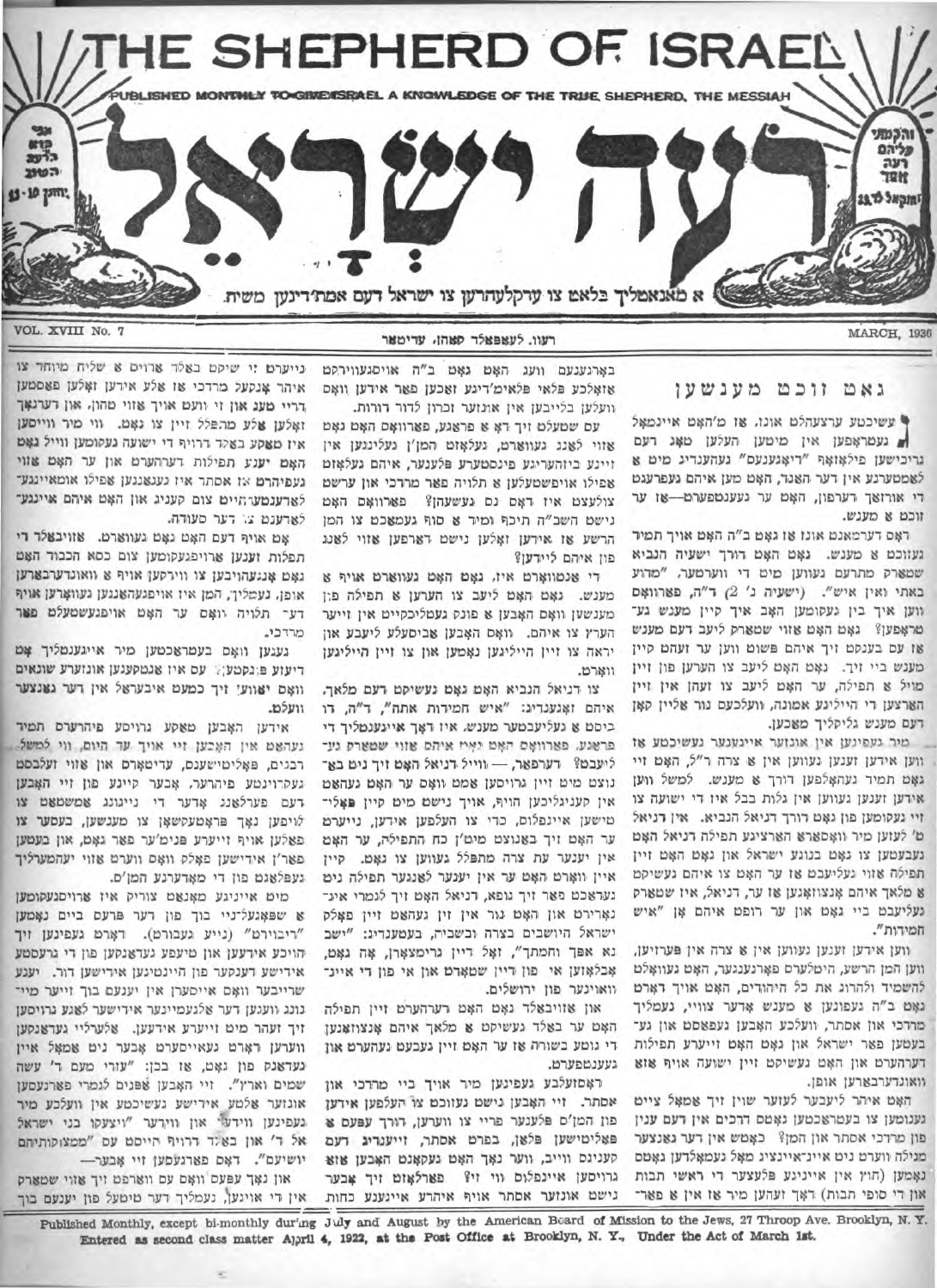# THE SHEPHERD OF ISRAEL

PUBLISHED MONTHLY TO GIVE ISRAEL A KNOWLEDGE OF THE TRUE SHEPHERD, THE MESSIAH

# רועה ישראל

אני רועה הטוב יוחנן י׳ י״א

והקמתי עליהם רעה אחד יחזקאל ל״ד כ״ג

א מאנאטליך בלאט צו ערקלעהרען צו ישראל דעם אמת'דיגען משיח.

VOL. XVIII No. 7 — רעוו. לעאפאלד קאהן, עדיטאר — MARCH, 1936

## גאט זוכט מענשען

געשיכטע ערצעהלט אונז, אז מ'האט איינמאל געטראפען אין מיטען העלען טאג דעם גריכישען פילאזאף "דיאגענעס" געהענדיג מיט א לאמטערנע אין דער האנד, האט מען איהם געפרעגט די אורזאך דערפון, האט ער געענטפערט—אז ער זוכט א מענש.

דאס דערמאנט אונז אז גאט ב"ה האט אויך תמיד געזוכט א מענש. גאט האט דורך ישעיה הנביא שטארק מתרעם געווען מיט די ווערטער, "מדוע באתי ואין איש". (ישעיה נ' 2) ד"ה, פארוואס ווען איך בין געקומען האב איך קיין מענש גע-טראפען? גאט האט אזוי שטארק ליעב דעם מענש אז עס בענקט זיך איהם פשוט ווען ער זעהט קיין מענש ביי זיך. גאט האט ליעב צו הערען פון זיין מויל א תפילה, ער האט ליעב צו זעהן אין זיין הארצען די היילינע אמונה, וועלכעס נור אליין קאן דעם מענש גליקליך מאכען.

מיר געפינען אין אונזער איינענער געשיכטע אז ווען אידען זענען געווען אין צרה ר"ל, האט זיי גאט תמיד געהאלפען דורך א מענש. למשל ווען אידען זענען געווען אין גלות בבל איז די ישועה צו זיי געקומען פון גאט דורך דניאל הנביא. אין דניאל ט' לעזען מיר וואסארא הארציגע תפילה דניאל האט געבעטען צו גאט בנוגע ישראל און גאט האט זיין תפילה אזוי געליעבט אז ער האט צו איהם געשיקט א מלאך איהם אנצוזאגען אז ער, דניאל, איז שטארק געליעבט ביי גאט און ער רופט איהם אן "איש חמודות".

ווען אידען זענען געווען אין א צרה אין פערזיען, ווען המן הרשע, היטלערס פארגענגער, האט געוואלט להשמיד ולהרוג את כל היהודים, האט אויך דארט גאט ב"ה געפונען א מענש אדער צוויי, נעמליך מרדכי און אסתר, וועלכע האבען געפאסט און גע-בעטען פאר ישראל און גאט האט זייערע תפילות דערהערט און געשיקט זיין ישועה אויף אזא וואונדערבארען אופן.

האט איהר ליעבער לעזער שוין זיך אמאל צייט גענומען צו בעטראכטען גאנץ דרכים אין דעם ענין פון מרדכי און אסתר? כאטש אין דער גאנצער מגילה ווערט נים איינ-איינציג מאל געמעלדעט גאט'ס נאמען (חוץ אין איינינע פלעצער די ראשי תבות און די סופי תבות) דאך זעהן מיר אז אין א פאר-בארגענעם וועג האט גאט ב"ה אויסגעווירקט אזאלכע פלאי פלאים'דיגע זאכען פאר אידען וואס וועלען בלייבען אין אונזער זכרון לדור דורות.

עס שטעלט זיך די א פראגע, פארוואס האט גאט אזוי לאנג געווארט, געלאזט המן'ן געלינגען און זיינע ביזהעריגע פינסטערע פלענער, איהם געלאזט אפילו אויפשטעלען א תלויה פאר מרדכי און ערשט צולעצט איז דאס נס געשעהן? פארוואס האט נישט השב"ה תיכף ומיד א סוף געמאכט צו המן הרשע אז אידען זאלען נישט דארפען אזוי לאנג פון איהם ליידען?

די אנטווארט איז, גאט האט געווארט אויף א מענש. גאט האט ליעב צו הערען א תפילה פו'ן מענשען וואס האבען א פונק געטליכקייט אין זייער הארץ צו איהם. וואס האבען אבסאלוטע ליעבע און יראה צו זיין היילינען נאמען און צו זיין היילינען ווארט.

צו דניאל הנביא האט גאט געשיקט דעם מלאך, איהם אנצוזאגען: "איש חמודות אתה", ד"ה, דו ביסט א געליעבטער מענש. איז דאך איינענטליך די פראגע, פארוואס האט גאט איהם אזוי שטארק גע-ליעבט? דערפאר, — ווייל דניאל האט זיך נים בא-נוצט מיט זיין גרויסען אמט וואס ער האט געהאט אין קעניגליכען הויף, אויך נישט מיט קיין פאלי-טישען איינפלוס, כדי צו העלפען אידען, נייערט ער האט זיך באנוצט מיט'ן כח התפילה, ער האט אין יענער עת צרה מתפלל געווען צו גאט. קיין איין ווארט האט ער אין יענער תפילה נים געזאגט פאר זיך גופא, דניאל האט זיך לגמרי אינ-טערעסירט און האט נור אין זין געהאט זיין פאלק ישראל היושבים בצרה ובשביה, בעטענדיג: "ישב נא אפך וחמתך", זאל דיין גרימצארן, אה גאט, אבלאזען אין פון דיין שטאדט און פון די איינ-וואוינער פון ירושלים.

און אזויבאלד גאט האט דערהערט זיין תפילה האט ער באלד געשיקט א מלאך איהם אנצוזאגען די גוטע בשורה אז ער האט זיין געבעט געהערט און געענטפערט.

דאסזעלבע געפינען מיר אויך ביי מרדכי און אסתר. זיי האבען נישט געזוכט צו העלפען אידען פון המן'ס פלענער פריי צו ווערען, דורך עפעס א פאליטישען פלאן, בפרט אסתר, זייענדיג דעם קעניגס ווייב, ווער נאך האט געקאנט האבען אזא גרויסען איינפלוס ווי זי? פארלאזט זיך אבער נישט אונזער אסתר אויף איהרע איינענע כחות נייערט זי שיקט באלד ארויס א שליח מיוחד צו איהר אנקעל מרדכי אז אלע אידען זאלען פאסטען דריי טעג און זי וועט אויך אזוי טהון, און דערנאך זאלען אלע מתפלל זיין צו גאט. ווי מיר וויסען איז טאקע באלד דורויף די ישועה געקומען ווייל גאט האט יענע תפילות דערהערט און ער האט אזוי געפיהרט אז אסתר איז געגאנגען אפילו אומאיינגע-לאדענערהייט צום קעניג און האט איהם איינגע-לאדענט צו דער סעודה.

אט אויף דעם האט גאט געווארט. אזויבאלד די תפלות זענען ארויפגעקומען צום כסא הכבוד האט גאט אנגעהויבען צו ווירקען אויף א וואונדערבארען אופן, נעמליך, המן איז אויפגעהאנגען געווארען אויף דער תלויה וואס ער האט אויפגעשטעלט פאר מרדכי.

געגען וואס בעטראכטען מיר איינענטליך אט דיזע פאקטען? עס איז אנטקעגען אונזערע שונאים וואס ווייזען זיך כמעט איבעראל אין דער גאנצער וועלט.

אידען האבען טאקע גרויסע פיהרערס תמיד געהאט און האבען זיי אויך עד היום, ווי למשל רבנים, פאליטישענס, עדיטארס און אזוי זעלבסט געקרוינטע פיהרער. אבער קיינע פון זיי האבען דעם פערלאנג אדער די נייגונג אמשטאט צו לויפען נאך פראטעסטאציע און מענשען, בעסער צו פאלען אויף זייערע פנים'ער פאר גאט, און בעטען פאר'ן אידישען פאלק וואס ווערט אזוי יעהמערליך געפלאגט פון די מערדערע המן'ס.

מיט איינינע מאנאטען צוריק איז ארויסגעקומען א שפאגעל'נייע בוך פון דער פרעס בייס נאמען "ריבווירט" (נייע געבורט). דארט געפינען זיך הויכע אידען און טיפע געדאנקען פון די גרעסטע אידישע דענקער פון היינטיגען אידישען דור. יענע שרייבער וואס אייפערן און יענעם בוך זייער מיי-נונג וועגען דער אלגעמיינער אידישער לאגע גרויסען זיך זעהר מיט זייערע אידעען. אלערליי געדאנקען ווערען דארט געאייסערט אבער נים אמאל איין געדאנק פון גאט, ווי אין בבל: "עזרי מעם ד' עשה שמים וארץ". זיי האבען אפנים לגמרי פארגעסען אונזער אלטע אידישע געשיכטע אין וועלכע מיר געפינען ווידער און ווידער "ויצעקו בני ישראל אל ד' און באלד דרויף הייסט עס "ממצוקותיהם יושיעם". דאס פארגעסען זיי אבער—

און נאך עפעס וואס ווארפט זיך אזוי שטארק אין די אויגען, נעמליך דער טיטעל פון יענעם בוך

Published Monthly, except bi-monthly during July and August by the American Board of Mission to the Jews, 27 Throop Ave. Brooklyn, N. Y.
Entered as second class matter April 4, 1922, at the Post Office at Brooklyn, N. Y., Under the Act of March 1st.